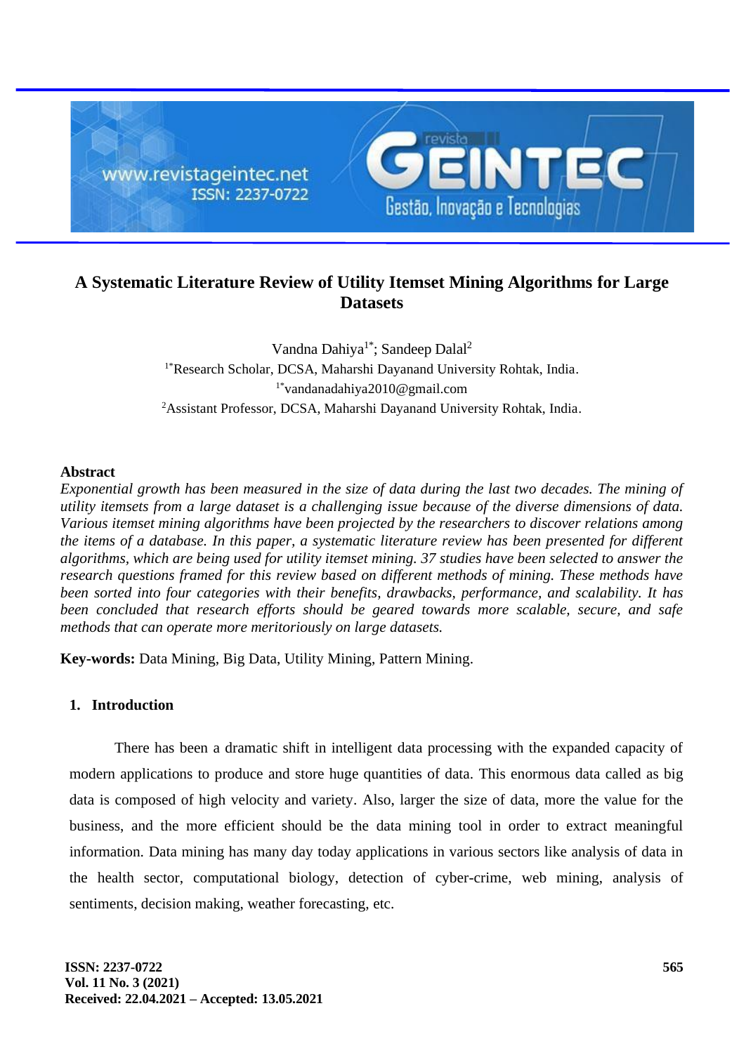# A Systematic Literature Review of Utility Itemset Mining Algorithms for Large Datasets

Vandna Dahiya[1*]; Sandeep Dalal[2]

[1*]Research Scholar, DCSA, Maharshi Dayanand University Rohtak, India.

[1*]vandanadahiya2010@gmail.com

[2]Assistant Professor, DCSA, Maharshi Dayanand University Rohtak, India.

## Abstract

*Exponential growth has been measured in the size of data during the last two decades. The mining of utility itemsets from a large dataset is a challenging issue because of the diverse dimensions of data. Various itemset mining algorithms have been projected by the researchers to discover relations among the items of a database. In this paper, a systematic literature review has been presented for different algorithms, which are being used for utility itemset mining. 37 studies have been selected to answer the research questions framed for this review based on different methods of mining. These methods have been sorted into four categories with their benefits, drawbacks, performance, and scalability. It has been concluded that research efforts should be geared towards more scalable, secure, and safe methods that can operate more meritoriously on large datasets.*

**Key-words:** Data Mining, Big Data, Utility Mining, Pattern Mining.

## 1. Introduction

There has been a dramatic shift in intelligent data processing with the expanded capacity of modern applications to produce and store huge quantities of data. This enormous data called as big data is composed of high velocity and variety. Also, larger the size of data, more the value for the business, and the more efficient should be the data mining tool in order to extract meaningful information. Data mining has many day today applications in various sectors like analysis of data in the health sector, computational biology, detection of cyber-crime, web mining, analysis of sentiments, decision making, weather forecasting, etc.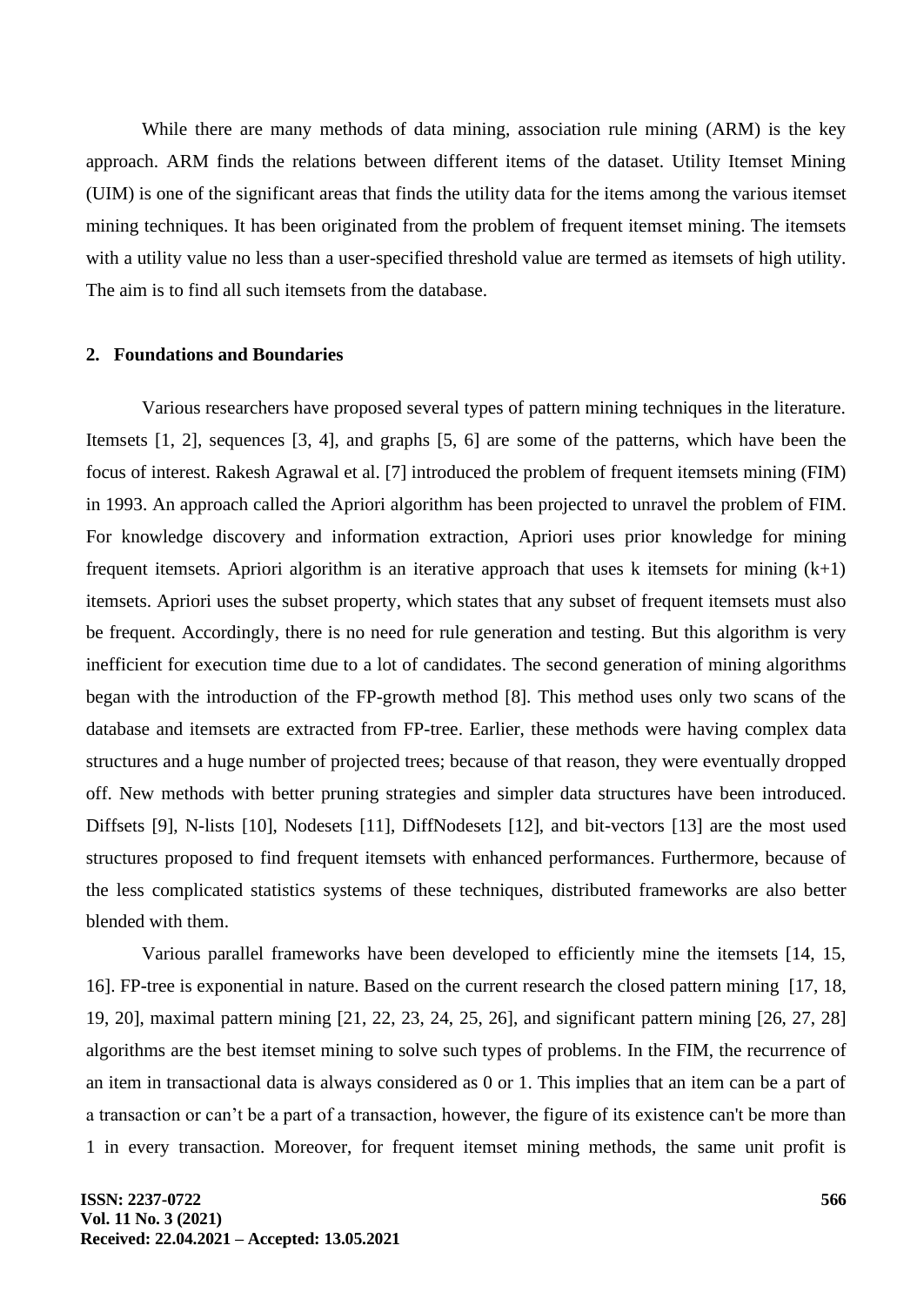While there are many methods of data mining, association rule mining (ARM) is the key approach. ARM finds the relations between different items of the dataset. Utility Itemset Mining (UIM) is one of the significant areas that finds the utility data for the items among the various itemset mining techniques. It has been originated from the problem of frequent itemset mining. The itemsets with a utility value no less than a user-specified threshold value are termed as itemsets of high utility. The aim is to find all such itemsets from the database.

## 2. Foundations and Boundaries

Various researchers have proposed several types of pattern mining techniques in the literature. Itemsets [1, 2], sequences [3, 4], and graphs [5, 6] are some of the patterns, which have been the focus of interest. Rakesh Agrawal et al. [7] introduced the problem of frequent itemsets mining (FIM) in 1993. An approach called the Apriori algorithm has been projected to unravel the problem of FIM. For knowledge discovery and information extraction, Apriori uses prior knowledge for mining frequent itemsets. Apriori algorithm is an iterative approach that uses k itemsets for mining (k+1) itemsets. Apriori uses the subset property, which states that any subset of frequent itemsets must also be frequent. Accordingly, there is no need for rule generation and testing. But this algorithm is very inefficient for execution time due to a lot of candidates. The second generation of mining algorithms began with the introduction of the FP-growth method [8]. This method uses only two scans of the database and itemsets are extracted from FP-tree. Earlier, these methods were having complex data structures and a huge number of projected trees; because of that reason, they were eventually dropped off. New methods with better pruning strategies and simpler data structures have been introduced. Diffsets [9], N-lists [10], Nodesets [11], DiffNodesets [12], and bit-vectors [13] are the most used structures proposed to find frequent itemsets with enhanced performances. Furthermore, because of the less complicated statistics systems of these techniques, distributed frameworks are also better blended with them.

Various parallel frameworks have been developed to efficiently mine the itemsets [14, 15, 16]. FP-tree is exponential in nature. Based on the current research the closed pattern mining [17, 18, 19, 20], maximal pattern mining [21, 22, 23, 24, 25, 26], and significant pattern mining [26, 27, 28] algorithms are the best itemset mining to solve such types of problems. In the FIM, the recurrence of an item in transactional data is always considered as 0 or 1. This implies that an item can be a part of a transaction or can't be a part of a transaction, however, the figure of its existence can't be more than 1 in every transaction. Moreover, for frequent itemset mining methods, the same unit profit is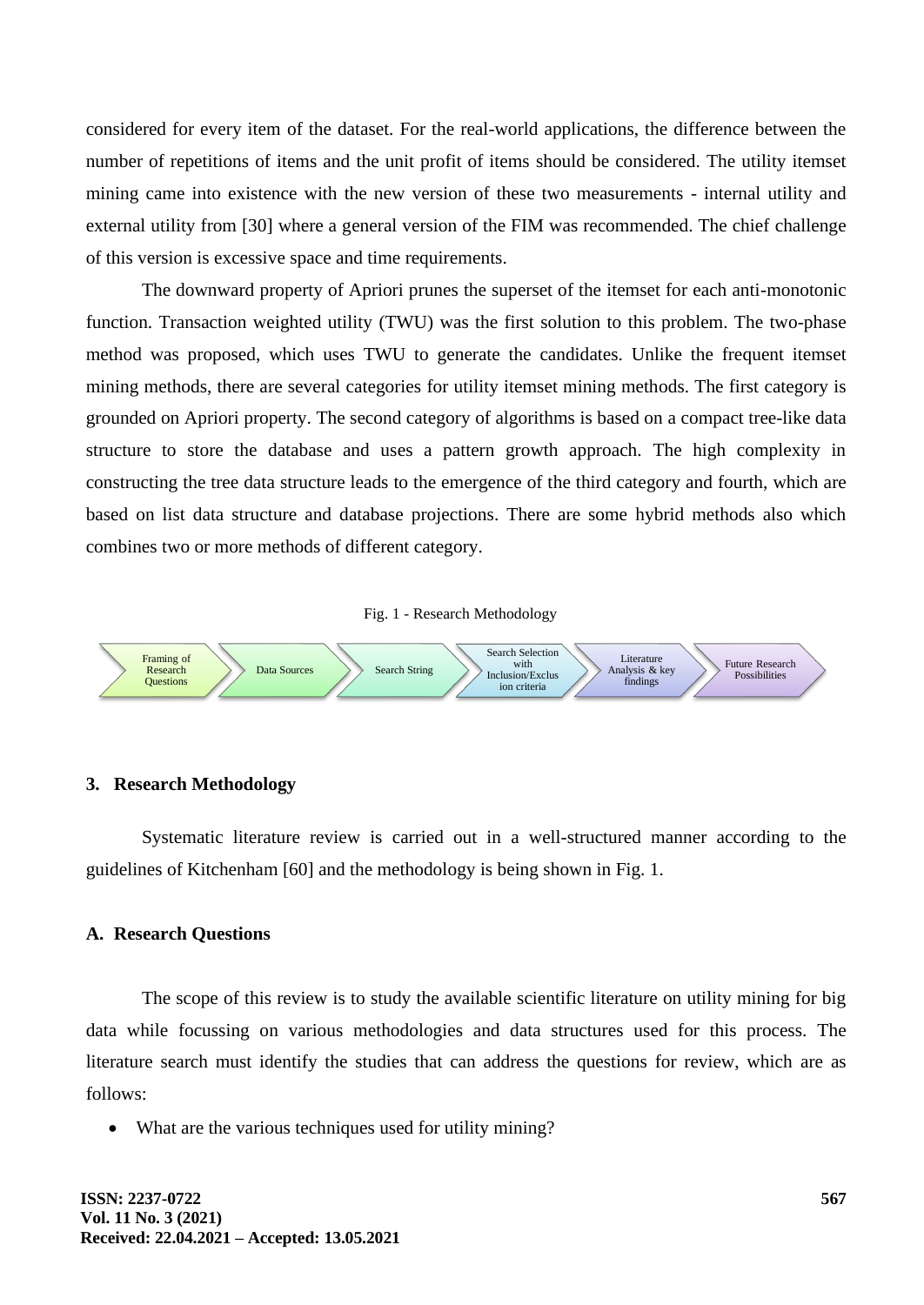considered for every item of the dataset. For the real-world applications, the difference between the number of repetitions of items and the unit profit of items should be considered. The utility itemset mining came into existence with the new version of these two measurements - internal utility and external utility from [30] where a general version of the FIM was recommended. The chief challenge of this version is excessive space and time requirements.

The downward property of Apriori prunes the superset of the itemset for each anti-monotonic function. Transaction weighted utility (TWU) was the first solution to this problem. The two-phase method was proposed, which uses TWU to generate the candidates. Unlike the frequent itemset mining methods, there are several categories for utility itemset mining methods. The first category is grounded on Apriori property. The second category of algorithms is based on a compact tree-like data structure to store the database and uses a pattern growth approach. The high complexity in constructing the tree data structure leads to the emergence of the third category and fourth, which are based on list data structure and database projections. There are some hybrid methods also which combines two or more methods of different category.

Fig. 1 - Research Methodology

Framing of Research Questions → Data Sources → Search String → Search Selection with Inclusion/Exclusion criteria → Literature Analysis & key findings → Future Research Possibilities

## 3. Research Methodology

Systematic literature review is carried out in a well-structured manner according to the guidelines of Kitchenham [60] and the methodology is being shown in Fig. 1.

### A. Research Questions

The scope of this review is to study the available scientific literature on utility mining for big data while focussing on various methodologies and data structures used for this process. The literature search must identify the studies that can address the questions for review, which are as follows:

- What are the various techniques used for utility mining?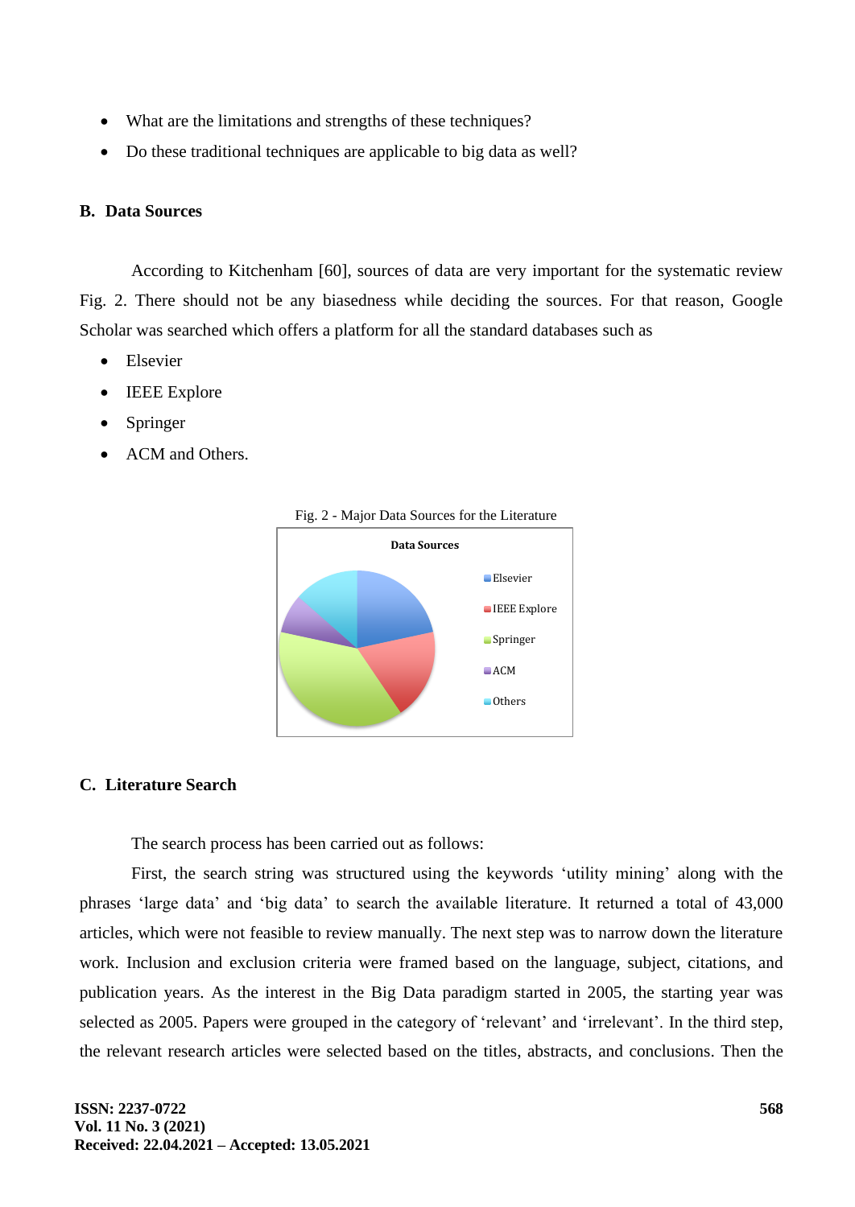- What are the limitations and strengths of these techniques?
- Do these traditional techniques are applicable to big data as well?

### B. Data Sources

According to Kitchenham [60], sources of data are very important for the systematic review Fig. 2. There should not be any biasedness while deciding the sources. For that reason, Google Scholar was searched which offers a platform for all the standard databases such as

- Elsevier
- IEEE Explore
- Springer
- ACM and Others.

Fig. 2 - Major Data Sources for the Literature

### C. Literature Search

The search process has been carried out as follows:

First, the search string was structured using the keywords 'utility mining' along with the phrases 'large data' and 'big data' to search the available literature. It returned a total of 43,000 articles, which were not feasible to review manually. The next step was to narrow down the literature work. Inclusion and exclusion criteria were framed based on the language, subject, citations, and publication years. As the interest in the Big Data paradigm started in 2005, the starting year was selected as 2005. Papers were grouped in the category of 'relevant' and 'irrelevant'. In the third step, the relevant research articles were selected based on the titles, abstracts, and conclusions. Then the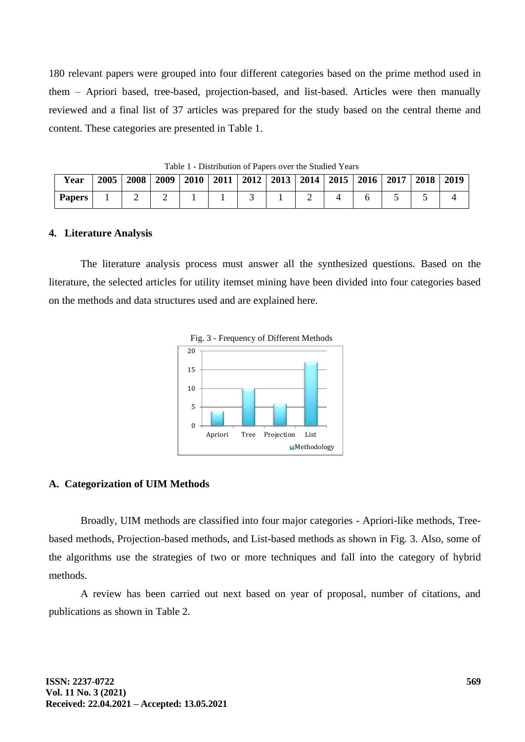180 relevant papers were grouped into four different categories based on the prime method used in them – Apriori based, tree-based, projection-based, and list-based. Articles were then manually reviewed and a final list of 37 articles was prepared for the study based on the central theme and content. These categories are presented in Table 1.

Table 1 - Distribution of Papers over the Studied Years

| Year | 2005 | 2008 | 2009 | 2010 | 2011 | 2012 | 2013 | 2014 | 2015 | 2016 | 2017 | 2018 | 2019 |
|---|---|---|---|---|---|---|---|---|---|---|---|---|---|
| Papers | 1 | 2 | 2 | 1 | 1 | 3 | 1 | 2 | 4 | 6 | 5 | 5 | 4 |

## 4. Literature Analysis

The literature analysis process must answer all the synthesized questions. Based on the literature, the selected articles for utility itemset mining have been divided into four categories based on the methods and data structures used and are explained here.

Fig. 3 - Frequency of Different Methods

| Methodology | Apriori | Tree | Projection | List |
|---|---|---|---|---|
| Frequency | 4 | 10 | 6 | 17 |

### A. Categorization of UIM Methods

Broadly, UIM methods are classified into four major categories - Apriori-like methods, Tree-based methods, Projection-based methods, and List-based methods as shown in Fig. 3. Also, some of the algorithms use the strategies of two or more techniques and fall into the category of hybrid methods.

A review has been carried out next based on year of proposal, number of citations, and publications as shown in Table 2.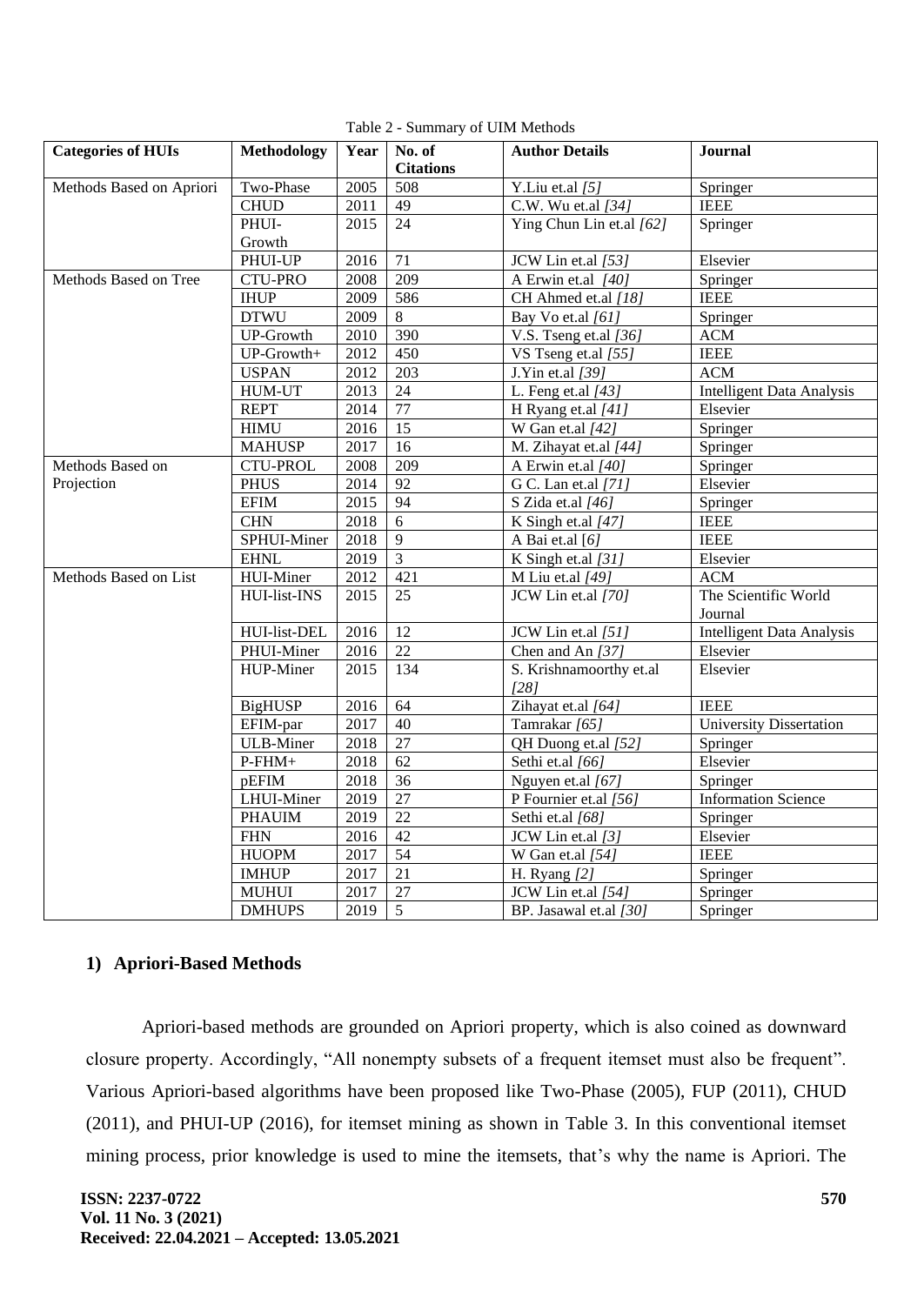Table 2 - Summary of UIM Methods

| Categories of HUIs | Methodology | Year | No. of Citations | Author Details | Journal |
|---|---|---|---|---|---|
| Methods Based on Apriori | Two-Phase | 2005 | 508 | Y.Liu et.al *[5]* | Springer |
| | CHUD | 2011 | 49 | C.W. Wu et.al *[34]* | IEEE |
| | PHUI-Growth | 2015 | 24 | Ying Chun Lin et.al *[62]* | Springer |
| | PHUI-UP | 2016 | 71 | JCW Lin et.al *[53]* | Elsevier |
| Methods Based on Tree | CTU-PRO | 2008 | 209 | A Erwin et.al *[40]* | Springer |
| | IHUP | 2009 | 586 | CH Ahmed et.al *[18]* | IEEE |
| | DTWU | 2009 | 8 | Bay Vo et.al *[61]* | Springer |
| | UP-Growth | 2010 | 390 | V.S. Tseng et.al *[36]* | ACM |
| | UP-Growth+ | 2012 | 450 | VS Tseng et.al *[55]* | IEEE |
| | USPAN | 2012 | 203 | J.Yin et.al *[39]* | ACM |
| | HUM-UT | 2013 | 24 | L. Feng et.al *[43]* | Intelligent Data Analysis |
| | REPT | 2014 | 77 | H Ryang et.al *[41]* | Elsevier |
| | HIMU | 2016 | 15 | W Gan et.al *[42]* | Springer |
| | MAHUSP | 2017 | 16 | M. Zihayat et.al *[44]* | Springer |
| Methods Based on Projection | CTU-PROL | 2008 | 209 | A Erwin et.al *[40]* | Springer |
| | PHUS | 2014 | 92 | G C. Lan et.al *[71]* | Elsevier |
| | EFIM | 2015 | 94 | S Zida et.al *[46]* | Springer |
| | CHN | 2018 | 6 | K Singh et.al *[47]* | IEEE |
| | SPHUI-Miner | 2018 | 9 | A Bai et.al [6] | IEEE |
| | EHNL | 2019 | 3 | K Singh et.al *[31]* | Elsevier |
| Methods Based on List | HUI-Miner | 2012 | 421 | M Liu et.al *[49]* | ACM |
| | HUI-list-INS | 2015 | 25 | JCW Lin et.al *[70]* | The Scientific World Journal |
| | HUI-list-DEL | 2016 | 12 | JCW Lin et.al *[51]* | Intelligent Data Analysis |
| | PHUI-Miner | 2016 | 22 | Chen and An *[37]* | Elsevier |
| | HUP-Miner | 2015 | 134 | S. Krishnamoorthy et.al *[28]* | Elsevier |
| | BigHUSP | 2016 | 64 | Zihayat et.al *[64]* | IEEE |
| | EFIM-par | 2017 | 40 | Tamrakar *[65]* | University Dissertation |
| | ULB-Miner | 2018 | 27 | QH Duong et.al *[52]* | Springer |
| | P-FHM+ | 2018 | 62 | Sethi et.al *[66]* | Elsevier |
| | pEFIM | 2018 | 36 | Nguyen et.al *[67]* | Springer |
| | LHUI-Miner | 2019 | 27 | P Fournier et.al *[56]* | Information Science |
| | PHAUIM | 2019 | 22 | Sethi et.al *[68]* | Springer |
| | FHN | 2016 | 42 | JCW Lin et.al *[3]* | Elsevier |
| | HUOPM | 2017 | 54 | W Gan et.al *[54]* | IEEE |
| | IMHUP | 2017 | 21 | H. Ryang *[2]* | Springer |
| | MUHUI | 2017 | 27 | JCW Lin et.al *[54]* | Springer |
| | DMHUPS | 2019 | 5 | BP. Jasawal et.al *[30]* | Springer |

### 1) Apriori-Based Methods

Apriori-based methods are grounded on Apriori property, which is also coined as downward closure property. Accordingly, "All nonempty subsets of a frequent itemset must also be frequent". Various Apriori-based algorithms have been proposed like Two-Phase (2005), FUP (2011), CHUD (2011), and PHUI-UP (2016), for itemset mining as shown in Table 3. In this conventional itemset mining process, prior knowledge is used to mine the itemsets, that's why the name is Apriori. The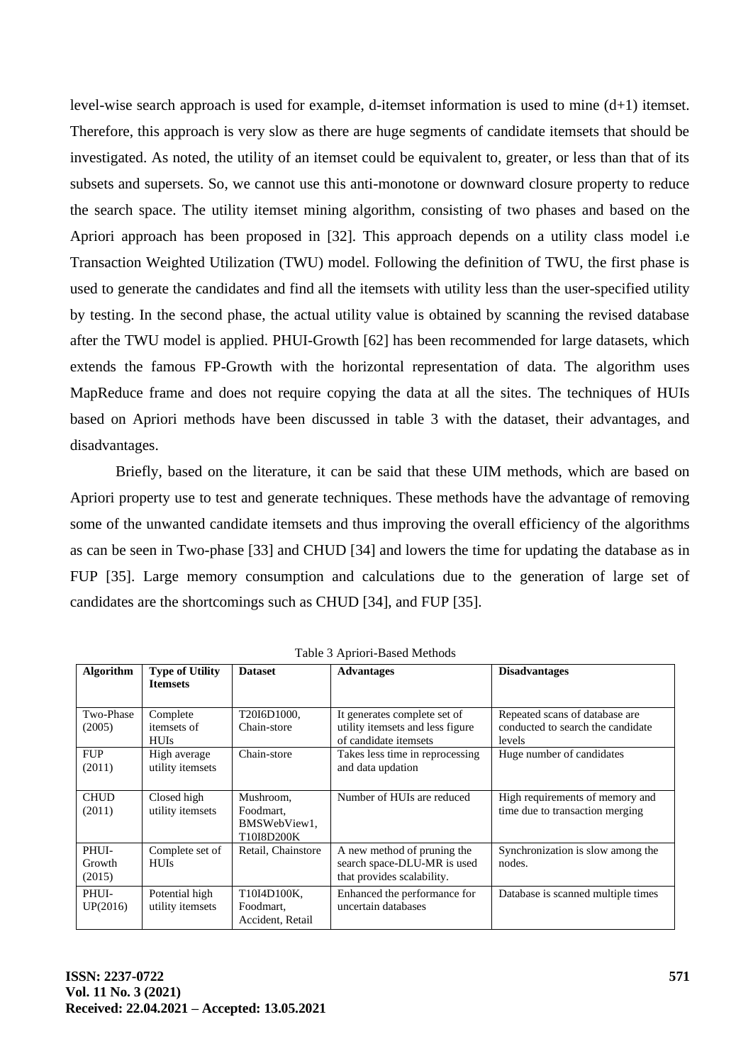level-wise search approach is used for example, d-itemset information is used to mine (d+1) itemset. Therefore, this approach is very slow as there are huge segments of candidate itemsets that should be investigated. As noted, the utility of an itemset could be equivalent to, greater, or less than that of its subsets and supersets. So, we cannot use this anti-monotone or downward closure property to reduce the search space. The utility itemset mining algorithm, consisting of two phases and based on the Apriori approach has been proposed in [32]. This approach depends on a utility class model i.e Transaction Weighted Utilization (TWU) model. Following the definition of TWU, the first phase is used to generate the candidates and find all the itemsets with utility less than the user-specified utility by testing. In the second phase, the actual utility value is obtained by scanning the revised database after the TWU model is applied. PHUI-Growth [62] has been recommended for large datasets, which extends the famous FP-Growth with the horizontal representation of data. The algorithm uses MapReduce frame and does not require copying the data at all the sites. The techniques of HUIs based on Apriori methods have been discussed in table 3 with the dataset, their advantages, and disadvantages.

Briefly, based on the literature, it can be said that these UIM methods, which are based on Apriori property use to test and generate techniques. These methods have the advantage of removing some of the unwanted candidate itemsets and thus improving the overall efficiency of the algorithms as can be seen in Two-phase [33] and CHUD [34] and lowers the time for updating the database as in FUP [35]. Large memory consumption and calculations due to the generation of large set of candidates are the shortcomings such as CHUD [34], and FUP [35].

Table 3 Apriori-Based Methods

| Algorithm | Type of Utility Itemsets | Dataset | Advantages | Disadvantages |
|---|---|---|---|---|
| Two-Phase (2005) | Complete itemsets of HUIs | T20I6D1000, Chain-store | It generates complete set of utility itemsets and less figure of candidate itemsets | Repeated scans of database are conducted to search the candidate levels |
| FUP (2011) | High average utility itemsets | Chain-store | Takes less time in reprocessing and data updation | Huge number of candidates |
| CHUD (2011) | Closed high utility itemsets | Mushroom, Foodmart, BMSWebView1, T10I8D200K | Number of HUIs are reduced | High requirements of memory and time due to transaction merging |
| PHUI-Growth (2015) | Complete set of HUIs | Retail, Chainstore | A new method of pruning the search space-DLU-MR is used that provides scalability. | Synchronization is slow among the nodes. |
| PHUI-UP(2016) | Potential high utility itemsets | T10I4D100K, Foodmart, Accident, Retail | Enhanced the performance for uncertain databases | Database is scanned multiple times |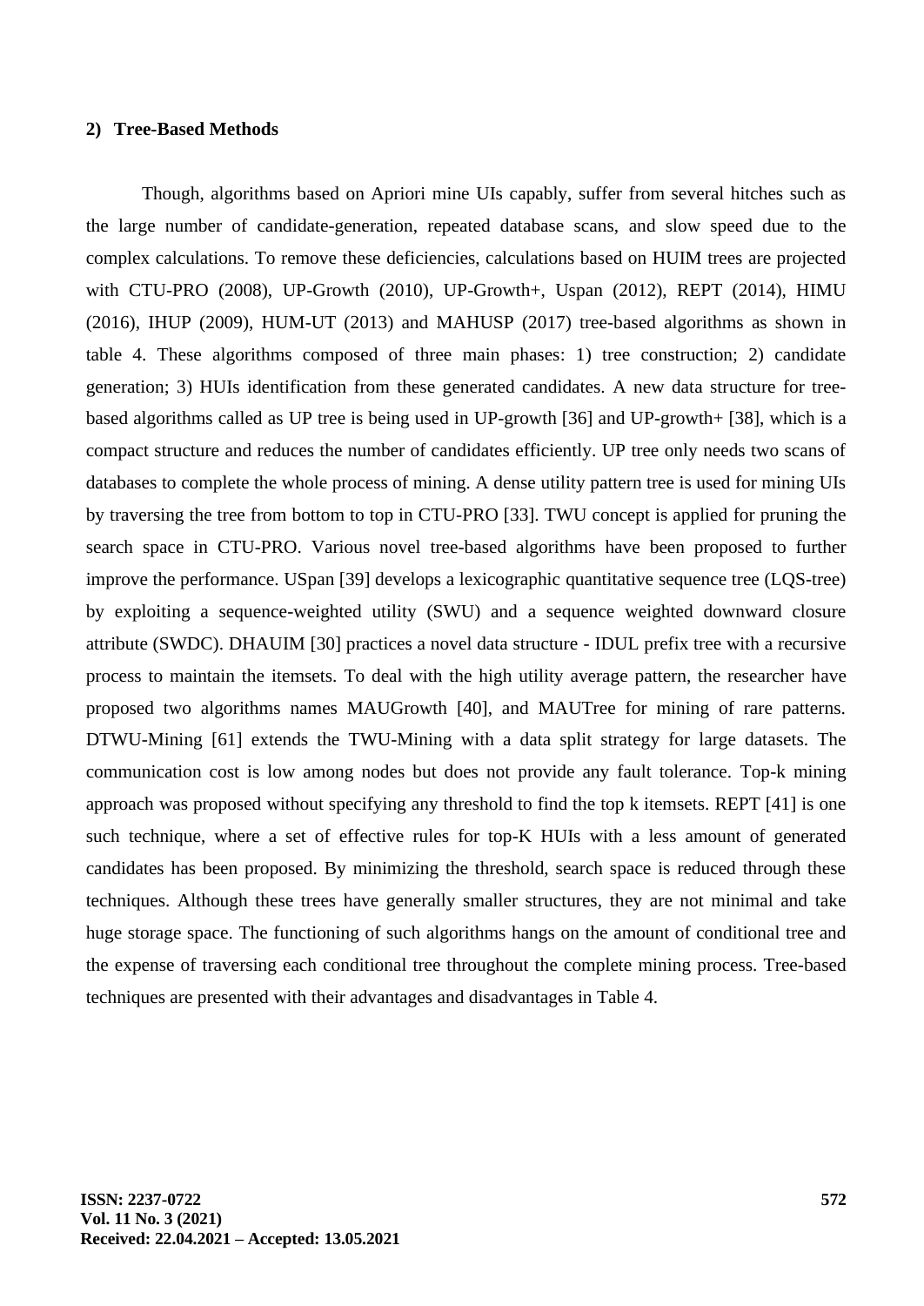**2) Tree-Based Methods**

Though, algorithms based on Apriori mine UIs capably, suffer from several hitches such as the large number of candidate-generation, repeated database scans, and slow speed due to the complex calculations. To remove these deficiencies, calculations based on HUIM trees are projected with CTU-PRO (2008), UP-Growth (2010), UP-Growth+, Uspan (2012), REPT (2014), HIMU (2016), IHUP (2009), HUM-UT (2013) and MAHUSP (2017) tree-based algorithms as shown in table 4. These algorithms composed of three main phases: 1) tree construction; 2) candidate generation; 3) HUIs identification from these generated candidates. A new data structure for tree-based algorithms called as UP tree is being used in UP-growth [36] and UP-growth+ [38], which is a compact structure and reduces the number of candidates efficiently. UP tree only needs two scans of databases to complete the whole process of mining. A dense utility pattern tree is used for mining UIs by traversing the tree from bottom to top in CTU-PRO [33]. TWU concept is applied for pruning the search space in CTU-PRO. Various novel tree-based algorithms have been proposed to further improve the performance. USpan [39] develops a lexicographic quantitative sequence tree (LQS-tree) by exploiting a sequence-weighted utility (SWU) and a sequence weighted downward closure attribute (SWDC). DHAUIM [30] practices a novel data structure - IDUL prefix tree with a recursive process to maintain the itemsets. To deal with the high utility average pattern, the researcher have proposed two algorithms names MAUGrowth [40], and MAUTree for mining of rare patterns. DTWU-Mining [61] extends the TWU-Mining with a data split strategy for large datasets. The communication cost is low among nodes but does not provide any fault tolerance. Top-k mining approach was proposed without specifying any threshold to find the top k itemsets. REPT [41] is one such technique, where a set of effective rules for top-K HUIs with a less amount of generated candidates has been proposed. By minimizing the threshold, search space is reduced through these techniques. Although these trees have generally smaller structures, they are not minimal and take huge storage space. The functioning of such algorithms hangs on the amount of conditional tree and the expense of traversing each conditional tree throughout the complete mining process. Tree-based techniques are presented with their advantages and disadvantages in Table 4.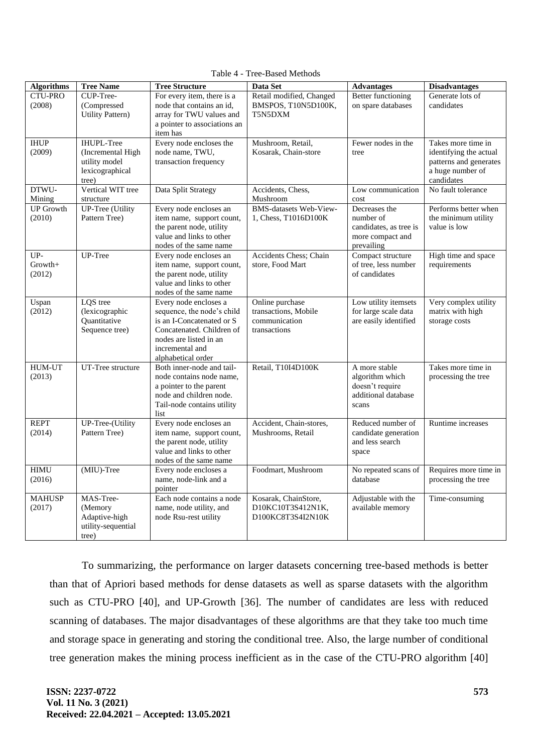Table 4 - Tree-Based Methods

| Algorithms | Tree Name | Tree Structure | Data Set | Advantages | Disadvantages |
|---|---|---|---|---|---|
| CTU-PRO (2008) | CUP-Tree- (Compressed Utility Pattern) | For every item, there is a node that contains an id, array for TWU values and a pointer to associations an item has | Retail modified, Changed BMSPOS, T10N5D100K, T5N5DXM | Better functioning on spare databases | Generate lots of candidates |
| IHUP (2009) | IHUPL-Tree (Incremental High utility model lexicographical tree) | Every node encloses the node name, TWU, transaction frequency | Mushroom, Retail, Kosarak, Chain-store | Fewer nodes in the tree | Takes more time in identifying the actual patterns and generates a huge number of candidates |
| DTWU-Mining | Vertical WIT tree structure | Data Split Strategy | Accidents, Chess, Mushroom | Low communication cost | No fault tolerance |
| UP Growth (2010) | UP-Tree (Utility Pattern Tree) | Every node encloses an item name, support count, the parent node, utility value and links to other nodes of the same name | BMS-datasets Web-View-1, Chess, T1016D100K | Decreases the number of candidates, as tree is more compact and prevailing | Performs better when the minimum utility value is low |
| UP-Growth+ (2012) | UP-Tree | Every node encloses an item name, support count, the parent node, utility value and links to other nodes of the same name | Accidents Chess; Chain store, Food Mart | Compact structure of tree, less number of candidates | High time and space requirements |
| Uspan (2012) | LQS tree (lexicographic Quantitative Sequence tree) | Every node encloses a sequence, the node's child is an I-Concatenated or S Concatenated. Children of nodes are listed in an incremental and alphabetical order | Online purchase transactions, Mobile communication transactions | Low utility itemsets for large scale data are easily identified | Very complex utility matrix with high storage costs |
| HUM-UT (2013) | UT-Tree structure | Both inner-node and tail-node contains node name, a pointer to the parent node and children node. Tail-node contains utility list | Retail, T10I4D100K | A more stable algorithm which doesn't require additional database scans | Takes more time in processing the tree |
| REPT (2014) | UP-Tree-(Utility Pattern Tree) | Every node encloses an item name, support count, the parent node, utility value and links to other nodes of the same name | Accident, Chain-stores, Mushrooms, Retail | Reduced number of candidate generation and less search space | Runtime increases |
| HIMU (2016) | (MIU)-Tree | Every node encloses a name, node-link and a pointer | Foodmart, Mushroom | No repeated scans of database | Requires more time in processing the tree |
| MAHUSP (2017) | MAS-Tree- (Memory Adaptive-high utility-sequential tree) | Each node contains a node name, node utility, and node Rsu-rest utility | Kosarak, ChainStore, D10KC10T3S412N1K, D100KC8T3S4I2N10K | Adjustable with the available memory | Time-consuming |

To summarizing, the performance on larger datasets concerning tree-based methods is better than that of Apriori based methods for dense datasets as well as sparse datasets with the algorithm such as CTU-PRO [40], and UP-Growth [36]. The number of candidates are less with reduced scanning of databases. The major disadvantages of these algorithms are that they take too much time and storage space in generating and storing the conditional tree. Also, the large number of conditional tree generation makes the mining process inefficient as in the case of the CTU-PRO algorithm [40]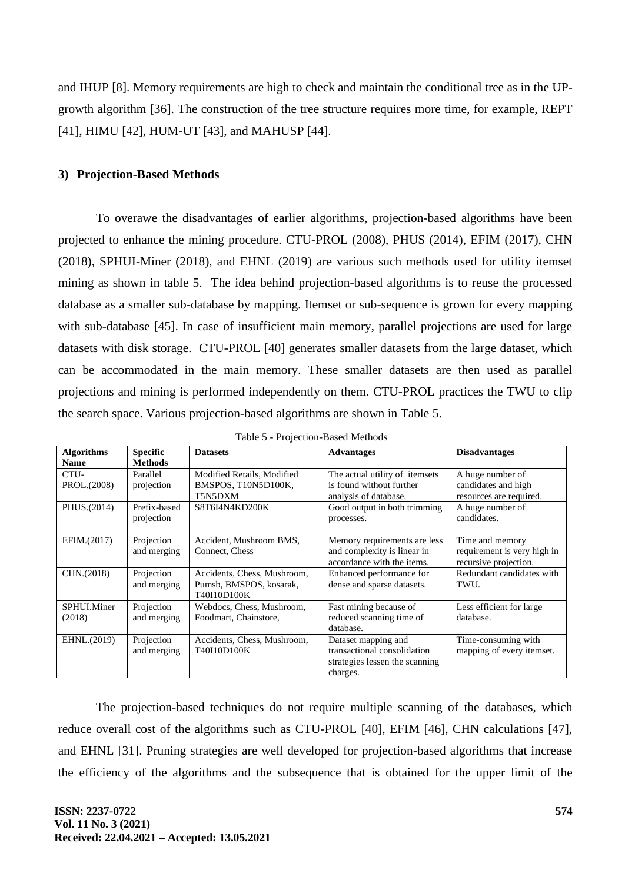and IHUP [8]. Memory requirements are high to check and maintain the conditional tree as in the UP-growth algorithm [36]. The construction of the tree structure requires more time, for example, REPT [41], HIMU [42], HUM-UT [43], and MAHUSP [44].

### 3) Projection-Based Methods

To overawe the disadvantages of earlier algorithms, projection-based algorithms have been projected to enhance the mining procedure. CTU-PROL (2008), PHUS (2014), EFIM (2017), CHN (2018), SPHUI-Miner (2018), and EHNL (2019) are various such methods used for utility itemset mining as shown in table 5. The idea behind projection-based algorithms is to reuse the processed database as a smaller sub-database by mapping. Itemset or sub-sequence is grown for every mapping with sub-database [45]. In case of insufficient main memory, parallel projections are used for large datasets with disk storage. CTU-PROL [40] generates smaller datasets from the large dataset, which can be accommodated in the main memory. These smaller datasets are then used as parallel projections and mining is performed independently on them. CTU-PROL practices the TWU to clip the search space. Various projection-based algorithms are shown in Table 5.

Table 5 - Projection-Based Methods

| Algorithms Name | Specific Methods | Datasets | Advantages | Disadvantages |
|---|---|---|---|---|
| CTU-PROL.(2008) | Parallel projection | Modified Retails, Modified BMSPOS, T10N5D100K, T5N5DXM | The actual utility of itemsets is found without further analysis of database. | A huge number of candidates and high resources are required. |
| PHUS.(2014) | Prefix-based projection | S8T6I4N4KD200K | Good output in both trimming processes. | A huge number of candidates. |
| EFIM.(2017) | Projection and merging | Accident, Mushroom BMS, Connect, Chess | Memory requirements are less and complexity is linear in accordance with the items. | Time and memory requirement is very high in recursive projection. |
| CHN.(2018) | Projection and merging | Accidents, Chess, Mushroom, Pumsb, BMSPOS, kosarak, T40I10D100K | Enhanced performance for dense and sparse datasets. | Redundant candidates with TWU. |
| SPHUI.Miner (2018) | Projection and merging | Webdocs, Chess, Mushroom, Foodmart, Chainstore, | Fast mining because of reduced scanning time of database. | Less efficient for large database. |
| EHNL.(2019) | Projection and merging | Accidents, Chess, Mushroom, T40I10D100K | Dataset mapping and transactional consolidation strategies lessen the scanning charges. | Time-consuming with mapping of every itemset. |

The projection-based techniques do not require multiple scanning of the databases, which reduce overall cost of the algorithms such as CTU-PROL [40], EFIM [46], CHN calculations [47], and EHNL [31]. Pruning strategies are well developed for projection-based algorithms that increase the efficiency of the algorithms and the subsequence that is obtained for the upper limit of the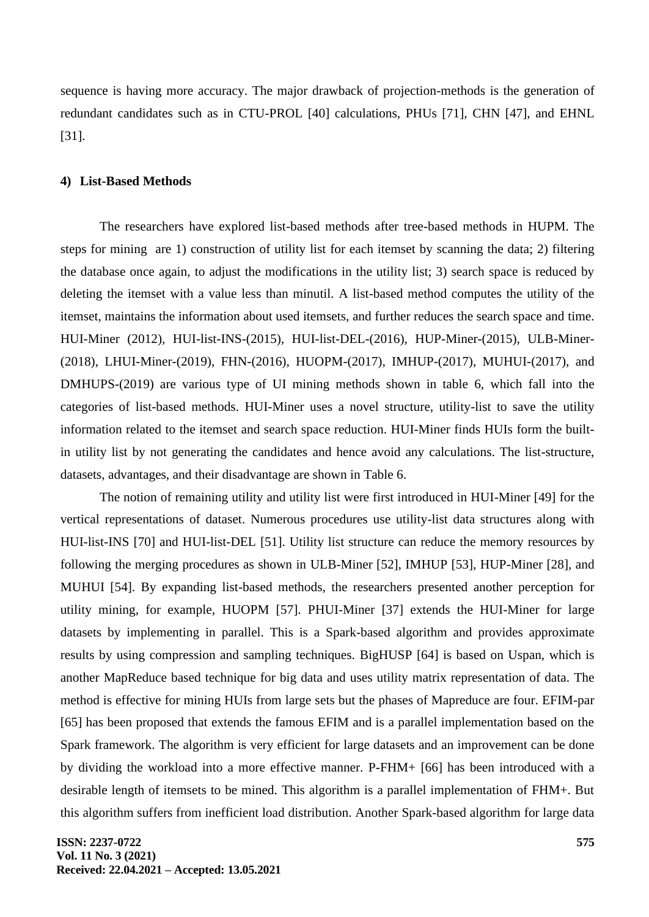sequence is having more accuracy. The major drawback of projection-methods is the generation of redundant candidates such as in CTU-PROL [40] calculations, PHUs [71], CHN [47], and EHNL [31].

#### 4) List-Based Methods

The researchers have explored list-based methods after tree-based methods in HUPM. The steps for mining are 1) construction of utility list for each itemset by scanning the data; 2) filtering the database once again, to adjust the modifications in the utility list; 3) search space is reduced by deleting the itemset with a value less than minutil. A list-based method computes the utility of the itemset, maintains the information about used itemsets, and further reduces the search space and time. HUI-Miner (2012), HUI-list-INS-(2015), HUI-list-DEL-(2016), HUP-Miner-(2015), ULB-Miner-(2018), LHUI-Miner-(2019), FHN-(2016), HUOPM-(2017), IMHUP-(2017), MUHUI-(2017), and DMHUPS-(2019) are various type of UI mining methods shown in table 6, which fall into the categories of list-based methods. HUI-Miner uses a novel structure, utility-list to save the utility information related to the itemset and search space reduction. HUI-Miner finds HUIs form the built-in utility list by not generating the candidates and hence avoid any calculations. The list-structure, datasets, advantages, and their disadvantage are shown in Table 6.

The notion of remaining utility and utility list were first introduced in HUI-Miner [49] for the vertical representations of dataset. Numerous procedures use utility-list data structures along with HUI-list-INS [70] and HUI-list-DEL [51]. Utility list structure can reduce the memory resources by following the merging procedures as shown in ULB-Miner [52], IMHUP [53], HUP-Miner [28], and MUHUI [54]. By expanding list-based methods, the researchers presented another perception for utility mining, for example, HUOPM [57]. PHUI-Miner [37] extends the HUI-Miner for large datasets by implementing in parallel. This is a Spark-based algorithm and provides approximate results by using compression and sampling techniques. BigHUSP [64] is based on Uspan, which is another MapReduce based technique for big data and uses utility matrix representation of data. The method is effective for mining HUIs from large sets but the phases of Mapreduce are four. EFIM-par [65] has been proposed that extends the famous EFIM and is a parallel implementation based on the Spark framework. The algorithm is very efficient for large datasets and an improvement can be done by dividing the workload into a more effective manner. P-FHM+ [66] has been introduced with a desirable length of itemsets to be mined. This algorithm is a parallel implementation of FHM+. But this algorithm suffers from inefficient load distribution. Another Spark-based algorithm for large data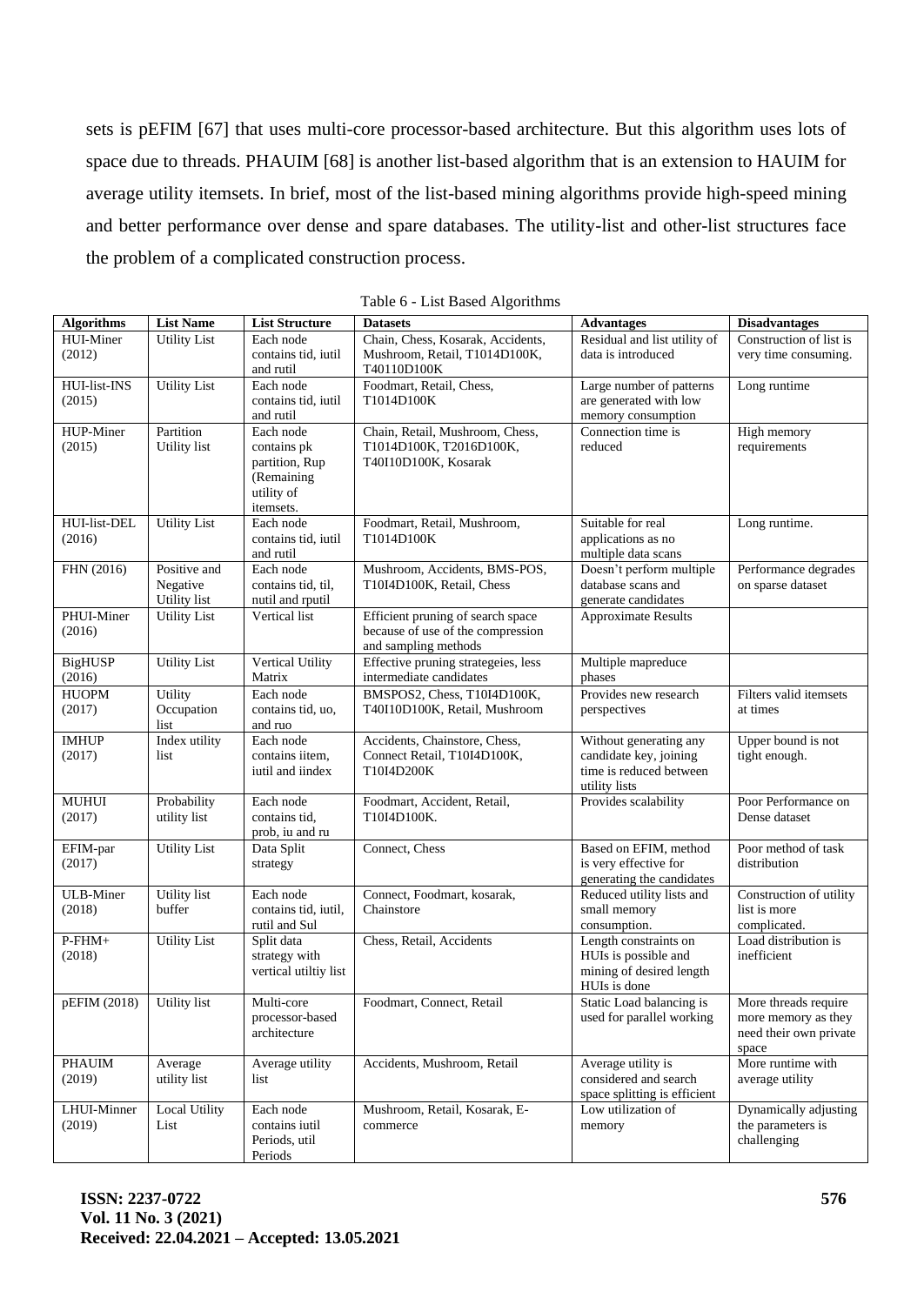sets is pEFIM [67] that uses multi-core processor-based architecture. But this algorithm uses lots of space due to threads. PHAUIM [68] is another list-based algorithm that is an extension to HAUIM for average utility itemsets. In brief, most of the list-based mining algorithms provide high-speed mining and better performance over dense and spare databases. The utility-list and other-list structures face the problem of a complicated construction process.

Table 6 - List Based Algorithms

| Algorithms | List Name | List Structure | Datasets | Advantages | Disadvantages |
|---|---|---|---|---|---|
| HUI-Miner (2012) | Utility List | Each node contains tid, iutil and rutil | Chain, Chess, Kosarak, Accidents, Mushroom, Retail, T1014D100K, T40110D100K | Residual and list utility of data is introduced | Construction of list is very time consuming. |
| HUI-list-INS (2015) | Utility List | Each node contains tid, iutil and rutil | Foodmart, Retail, Chess, T1014D100K | Large number of patterns are generated with low memory consumption | Long runtime |
| HUP-Miner (2015) | Partition Utility list | Each node contains pk partition, Rup (Remaining utility of itemsets. | Chain, Retail, Mushroom, Chess, T1014D100K, T2016D100K, T40I10D100K, Kosarak | Connection time is reduced | High memory requirements |
| HUI-list-DEL (2016) | Utility List | Each node contains tid, iutil and rutil | Foodmart, Retail, Mushroom, T1014D100K | Suitable for real applications as no multiple data scans | Long runtime. |
| FHN (2016) | Positive and Negative Utility list | Each node contains tid, til, nutil and rputil | Mushroom, Accidents, BMS-POS, T10I4D100K, Retail, Chess | Doesn't perform multiple database scans and generate candidates | Performance degrades on sparse dataset |
| PHUI-Miner (2016) | Utility List | Vertical list | Efficient pruning of search space because of use of the compression and sampling methods | Approximate Results | |
| BigHUSP (2016) | Utility List | Vertical Utility Matrix | Effective pruning strategeies, less intermediate candidates | Multiple mapreduce phases | |
| HUOPM (2017) | Utility Occupation list | Each node contains tid, uo, and ruo | BMSPOS2, Chess, T10I4D100K, T40I10D100K, Retail, Mushroom | Provides new research perspectives | Filters valid itemsets at times |
| IMHUP (2017) | Index utility list | Each node contains iitem, iutil and iindex | Accidents, Chainstore, Chess, Connect Retail, T10I4D100K, T10I4D200K | Without generating any candidate key, joining time is reduced between utility lists | Upper bound is not tight enough. |
| MUHUI (2017) | Probability utility list | Each node contains tid, prob, iu and ru | Foodmart, Accident, Retail, T10I4D100K. | Provides scalability | Poor Performance on Dense dataset |
| EFIM-par (2017) | Utility List | Data Split strategy | Connect, Chess | Based on EFIM, method is very effective for generating the candidates | Poor method of task distribution |
| ULB-Miner (2018) | Utility list buffer | Each node contains tid, iutil, rutil and Sul | Connect, Foodmart, kosarak, Chainstore | Reduced utility lists and small memory consumption. | Construction of utility list is more complicated. |
| P-FHM+ (2018) | Utility List | Split data strategy with vertical utiltiy list | Chess, Retail, Accidents | Length constraints on HUIs is possible and mining of desired length HUIs is done | Load distribution is inefficient |
| pEFIM (2018) | Utility list | Multi-core processor-based architecture | Foodmart, Connect, Retail | Static Load balancing is used for parallel working | More threads require more memory as they need their own private space |
| PHAUIM (2019) | Average utility list | Average utility list | Accidents, Mushroom, Retail | Average utility is considered and search space splitting is efficient | More runtime with average utility |
| LHUI-Minner (2019) | Local Utility List | Each node contains iutil Periods, util Periods | Mushroom, Retail, Kosarak, E-commerce | Low utilization of memory | Dynamically adjusting the parameters is challenging |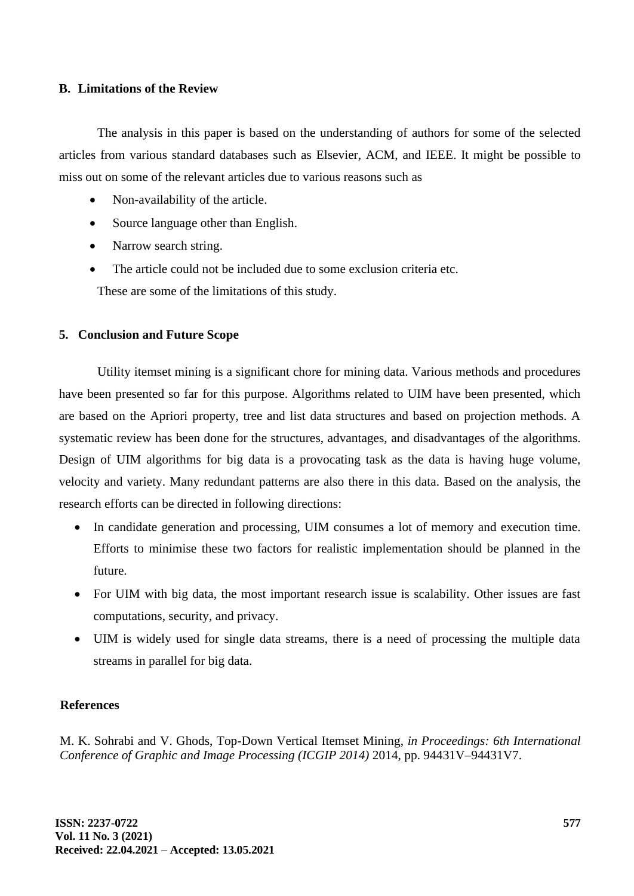### B. Limitations of the Review

The analysis in this paper is based on the understanding of authors for some of the selected articles from various standard databases such as Elsevier, ACM, and IEEE. It might be possible to miss out on some of the relevant articles due to various reasons such as

- Non-availability of the article.
- Source language other than English.
- Narrow search string.
- The article could not be included due to some exclusion criteria etc.

These are some of the limitations of this study.

## 5. Conclusion and Future Scope

Utility itemset mining is a significant chore for mining data. Various methods and procedures have been presented so far for this purpose. Algorithms related to UIM have been presented, which are based on the Apriori property, tree and list data structures and based on projection methods. A systematic review has been done for the structures, advantages, and disadvantages of the algorithms. Design of UIM algorithms for big data is a provocating task as the data is having huge volume, velocity and variety. Many redundant patterns are also there in this data. Based on the analysis, the research efforts can be directed in following directions:

- In candidate generation and processing, UIM consumes a lot of memory and execution time. Efforts to minimise these two factors for realistic implementation should be planned in the future.
- For UIM with big data, the most important research issue is scalability. Other issues are fast computations, security, and privacy.
- UIM is widely used for single data streams, there is a need of processing the multiple data streams in parallel for big data.

## References

M. K. Sohrabi and V. Ghods, Top-Down Vertical Itemset Mining, *in Proceedings: 6th International Conference of Graphic and Image Processing (ICGIP 2014)* 2014, pp. 94431V–94431V7.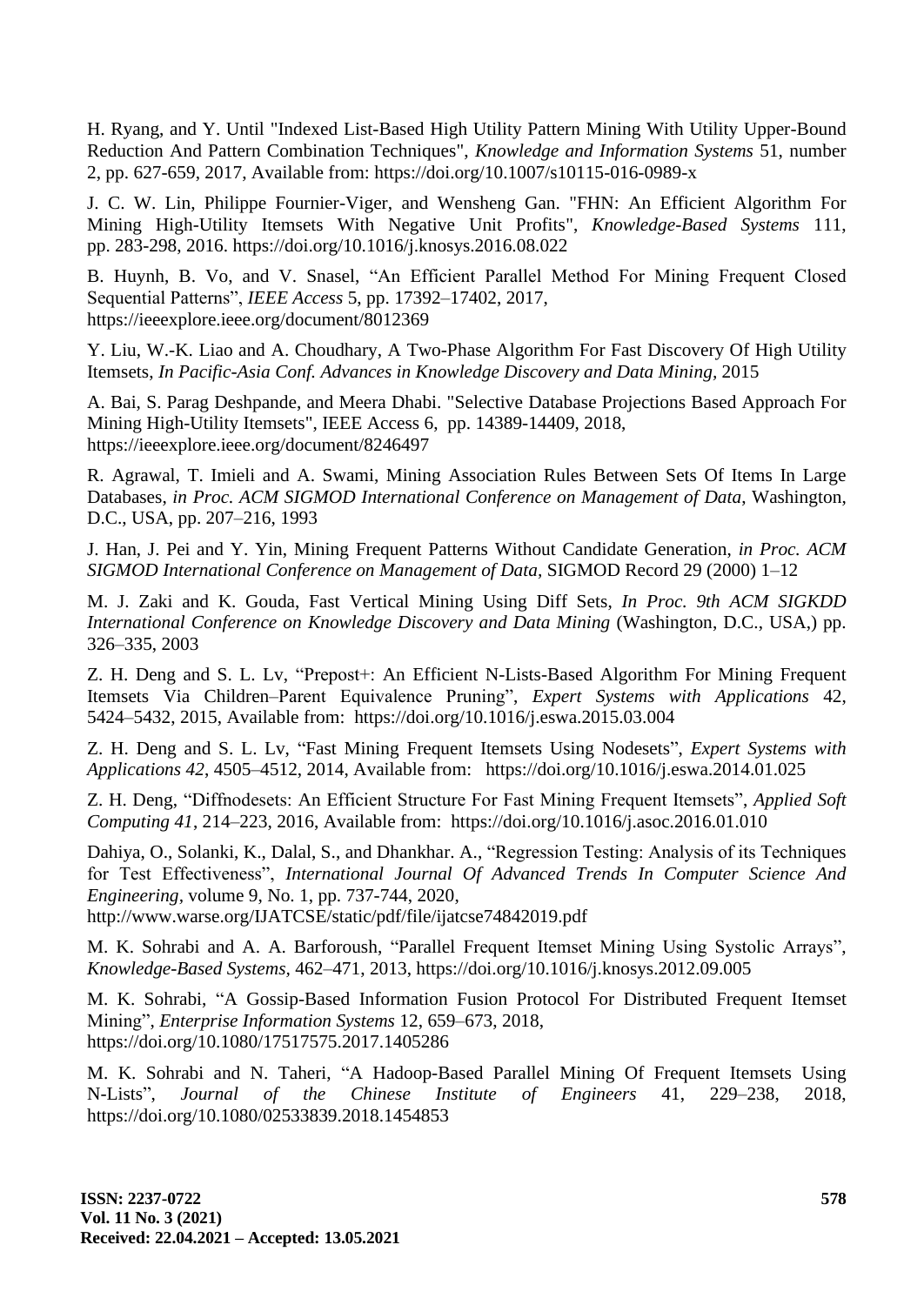H. Ryang, and Y. Until "Indexed List-Based High Utility Pattern Mining With Utility Upper-Bound Reduction And Pattern Combination Techniques", *Knowledge and Information Systems* 51, number 2, pp. 627-659, 2017, Available from: https://doi.org/10.1007/s10115-016-0989-x

J. C. W. Lin, Philippe Fournier-Viger, and Wensheng Gan. "FHN: An Efficient Algorithm For Mining High-Utility Itemsets With Negative Unit Profits", *Knowledge-Based Systems* 111, pp. 283-298, 2016. https://doi.org/10.1016/j.knosys.2016.08.022

B. Huynh, B. Vo, and V. Snasel, "An Efficient Parallel Method For Mining Frequent Closed Sequential Patterns", *IEEE Access* 5, pp. 17392–17402, 2017, https://ieeexplore.ieee.org/document/8012369

Y. Liu, W.-K. Liao and A. Choudhary, A Two-Phase Algorithm For Fast Discovery Of High Utility Itemsets, *In Pacific-Asia Conf. Advances in Knowledge Discovery and Data Mining*, 2015

A. Bai, S. Parag Deshpande, and Meera Dhabi. "Selective Database Projections Based Approach For Mining High-Utility Itemsets", IEEE Access 6, pp. 14389-14409, 2018, https://ieeexplore.ieee.org/document/8246497

R. Agrawal, T. Imieli and A. Swami, Mining Association Rules Between Sets Of Items In Large Databases, *in Proc. ACM SIGMOD International Conference on Management of Data*, Washington, D.C., USA, pp. 207–216, 1993

J. Han, J. Pei and Y. Yin, Mining Frequent Patterns Without Candidate Generation, *in Proc. ACM SIGMOD International Conference on Management of Data*, SIGMOD Record 29 (2000) 1–12

M. J. Zaki and K. Gouda, Fast Vertical Mining Using Diff Sets, *In Proc. 9th ACM SIGKDD International Conference on Knowledge Discovery and Data Mining* (Washington, D.C., USA,) pp. 326–335, 2003

Z. H. Deng and S. L. Lv, "Prepost+: An Efficient N-Lists-Based Algorithm For Mining Frequent Itemsets Via Children–Parent Equivalence Pruning", *Expert Systems with Applications* 42, 5424–5432, 2015, Available from: https://doi.org/10.1016/j.eswa.2015.03.004

Z. H. Deng and S. L. Lv, "Fast Mining Frequent Itemsets Using Nodesets", *Expert Systems with Applications 42*, 4505–4512, 2014, Available from: https://doi.org/10.1016/j.eswa.2014.01.025

Z. H. Deng, "Diffnodesets: An Efficient Structure For Fast Mining Frequent Itemsets", *Applied Soft Computing 41*, 214–223, 2016, Available from: https://doi.org/10.1016/j.asoc.2016.01.010

Dahiya, O., Solanki, K., Dalal, S., and Dhankhar. A., "Regression Testing: Analysis of its Techniques for Test Effectiveness", *International Journal Of Advanced Trends In Computer Science And Engineering*, volume 9, No. 1, pp. 737-744, 2020, http://www.warse.org/IJATCSE/static/pdf/file/ijatcse74842019.pdf

M. K. Sohrabi and A. A. Barforoush, "Parallel Frequent Itemset Mining Using Systolic Arrays", *Knowledge-Based Systems*, 462–471, 2013, https://doi.org/10.1016/j.knosys.2012.09.005

M. K. Sohrabi, "A Gossip-Based Information Fusion Protocol For Distributed Frequent Itemset Mining", *Enterprise Information Systems* 12, 659–673, 2018, https://doi.org/10.1080/17517575.2017.1405286

M. K. Sohrabi and N. Taheri, "A Hadoop-Based Parallel Mining Of Frequent Itemsets Using N-Lists", *Journal of the Chinese Institute of Engineers* 41, 229–238, 2018, https://doi.org/10.1080/02533839.2018.1454853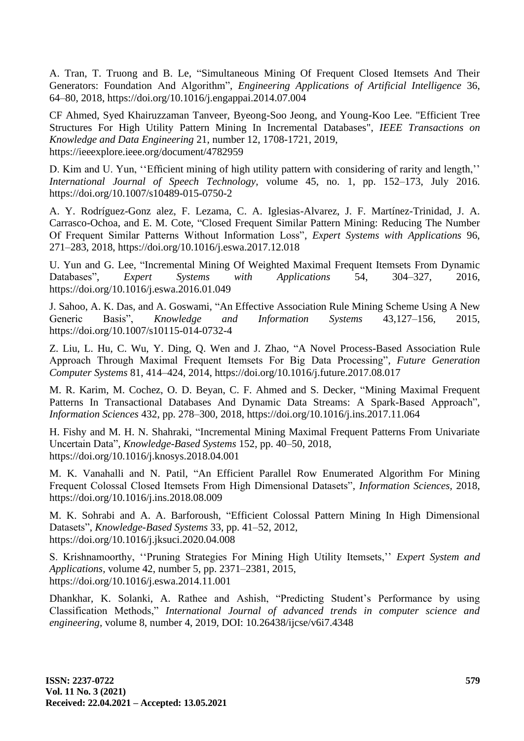A. Tran, T. Truong and B. Le, "Simultaneous Mining Of Frequent Closed Itemsets And Their Generators: Foundation And Algorithm", *Engineering Applications of Artificial Intelligence* 36, 64–80, 2018, https://doi.org/10.1016/j.engappai.2014.07.004

CF Ahmed, Syed Khairuzzaman Tanveer, Byeong-Soo Jeong, and Young-Koo Lee. "Efficient Tree Structures For High Utility Pattern Mining In Incremental Databases", *IEEE Transactions on Knowledge and Data Engineering* 21, number 12, 1708-1721, 2019, https://ieeexplore.ieee.org/document/4782959

D. Kim and U. Yun, ''Efficient mining of high utility pattern with considering of rarity and length,'' *International Journal of Speech Technology,* volume 45, no. 1, pp. 152–173, July 2016. https://doi.org/10.1007/s10489-015-0750-2

A. Y. Rodríguez-Gonz alez, F. Lezama, C. A. Iglesias-Alvarez, J. F. Martínez-Trinidad, J. A. Carrasco-Ochoa, and E. M. Cote, "Closed Frequent Similar Pattern Mining: Reducing The Number Of Frequent Similar Patterns Without Information Loss", *Expert Systems with Applications* 96, 271–283, 2018, https://doi.org/10.1016/j.eswa.2017.12.018

U. Yun and G. Lee, "Incremental Mining Of Weighted Maximal Frequent Itemsets From Dynamic Databases", *Expert Systems with Applications* 54, 304–327, 2016, https://doi.org/10.1016/j.eswa.2016.01.049

J. Sahoo, A. K. Das, and A. Goswami, "An Effective Association Rule Mining Scheme Using A New Generic Basis", *Knowledge and Information Systems* 43,127–156, 2015, https://doi.org/10.1007/s10115-014-0732-4

Z. Liu, L. Hu, C. Wu, Y. Ding, Q. Wen and J. Zhao, "A Novel Process-Based Association Rule Approach Through Maximal Frequent Itemsets For Big Data Processing", *Future Generation Computer Systems* 81, 414–424, 2014, https://doi.org/10.1016/j.future.2017.08.017

M. R. Karim, M. Cochez, O. D. Beyan, C. F. Ahmed and S. Decker, "Mining Maximal Frequent Patterns In Transactional Databases And Dynamic Data Streams: A Spark-Based Approach", *Information Sciences* 432, pp. 278–300, 2018, https://doi.org/10.1016/j.ins.2017.11.064

H. Fishy and M. H. N. Shahraki, "Incremental Mining Maximal Frequent Patterns From Univariate Uncertain Data", *Knowledge-Based Systems* 152, pp. 40–50, 2018, https://doi.org/10.1016/j.knosys.2018.04.001

M. K. Vanahalli and N. Patil, "An Efficient Parallel Row Enumerated Algorithm For Mining Frequent Colossal Closed Itemsets From High Dimensional Datasets", *Information Sciences*, 2018, https://doi.org/10.1016/j.ins.2018.08.009

M. K. Sohrabi and A. A. Barforoush, "Efficient Colossal Pattern Mining In High Dimensional Datasets", *Knowledge-Based Systems* 33, pp. 41–52, 2012, https://doi.org/10.1016/j.jksuci.2020.04.008

S. Krishnamoorthy, ''Pruning Strategies For Mining High Utility Itemsets,'' *Expert System and Applications,* volume 42, number 5, pp. 2371–2381, 2015, https://doi.org/10.1016/j.eswa.2014.11.001

Dhankhar, K. Solanki, A. Rathee and Ashish, "Predicting Student's Performance by using Classification Methods," *International Journal of advanced trends in computer science and engineering,* volume 8, number 4, 2019, DOI: 10.26438/ijcse/v6i7.4348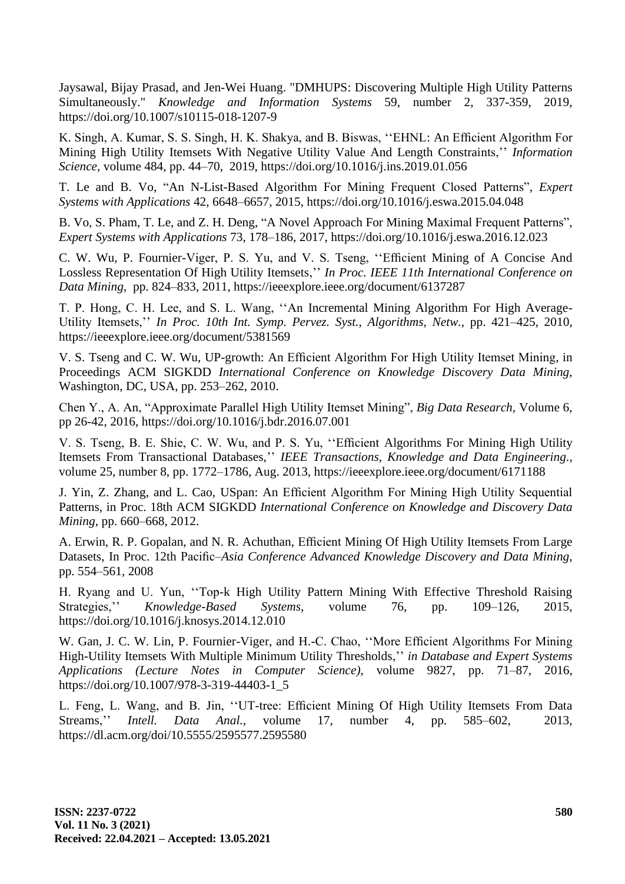Jaysawal, Bijay Prasad, and Jen-Wei Huang. "DMHUPS: Discovering Multiple High Utility Patterns Simultaneously." *Knowledge and Information Systems* 59, number 2, 337-359, 2019, https://doi.org/10.1007/s10115-018-1207-9

K. Singh, A. Kumar, S. S. Singh, H. K. Shakya, and B. Biswas, ''EHNL: An Efficient Algorithm For Mining High Utility Itemsets With Negative Utility Value And Length Constraints,'' *Information Science*, volume 484, pp. 44–70, 2019, https://doi.org/10.1016/j.ins.2019.01.056

T. Le and B. Vo, "An N-List-Based Algorithm For Mining Frequent Closed Patterns", *Expert Systems with Applications* 42, 6648–6657, 2015, https://doi.org/10.1016/j.eswa.2015.04.048

B. Vo, S. Pham, T. Le, and Z. H. Deng, "A Novel Approach For Mining Maximal Frequent Patterns", *Expert Systems with Applications* 73, 178–186, 2017, https://doi.org/10.1016/j.eswa.2016.12.023

C. W. Wu, P. Fournier-Viger, P. S. Yu, and V. S. Tseng, ''Efficient Mining of A Concise And Lossless Representation Of High Utility Itemsets,'' *In Proc. IEEE 11th International Conference on Data Mining*, pp. 824–833, 2011, https://ieeexplore.ieee.org/document/6137287

T. P. Hong, C. H. Lee, and S. L. Wang, ''An Incremental Mining Algorithm For High Average-Utility Itemsets,'' *In Proc. 10th Int. Symp. Pervez. Syst., Algorithms, Netw.*, pp. 421–425, 2010, https://ieeexplore.ieee.org/document/5381569

V. S. Tseng and C. W. Wu, UP-growth: An Efficient Algorithm For High Utility Itemset Mining, in Proceedings ACM SIGKDD *International Conference on Knowledge Discovery Data Mining*, Washington, DC, USA, pp. 253–262, 2010.

Chen Y., A. An, "Approximate Parallel High Utility Itemset Mining", *Big Data Research*, Volume 6, pp 26-42, 2016, https://doi.org/10.1016/j.bdr.2016.07.001

V. S. Tseng, B. E. Shie, C. W. Wu, and P. S. Yu, ''Efficient Algorithms For Mining High Utility Itemsets From Transactional Databases,'' *IEEE Transactions, Knowledge and Data Engineering.*, volume 25, number 8, pp. 1772–1786, Aug. 2013, https://ieeexplore.ieee.org/document/6171188

J. Yin, Z. Zhang, and L. Cao, USpan: An Efficient Algorithm For Mining High Utility Sequential Patterns, in Proc. 18th ACM SIGKDD *International Conference on Knowledge and Discovery Data Mining*, pp. 660–668, 2012.

A. Erwin, R. P. Gopalan, and N. R. Achuthan, Efficient Mining Of High Utility Itemsets From Large Datasets, In Proc. 12th Pacific–*Asia Conference Advanced Knowledge Discovery and Data Mining*, pp. 554–561, 2008

H. Ryang and U. Yun, ''Top-k High Utility Pattern Mining With Effective Threshold Raising Strategies,'' *Knowledge-Based Systems*, volume 76, pp. 109–126, 2015, https://doi.org/10.1016/j.knosys.2014.12.010

W. Gan, J. C. W. Lin, P. Fournier-Viger, and H.-C. Chao, ''More Efficient Algorithms For Mining High-Utility Itemsets With Multiple Minimum Utility Thresholds,'' *in Database and Expert Systems Applications (Lecture Notes in Computer Science)*, volume 9827, pp. 71–87, 2016, https://doi.org/10.1007/978-3-319-44403-1_5

L. Feng, L. Wang, and B. Jin, ''UT-tree: Efficient Mining Of High Utility Itemsets From Data Streams,'' *Intell. Data Anal.*, volume 17, number 4, pp. 585–602, 2013, https://dl.acm.org/doi/10.5555/2595577.2595580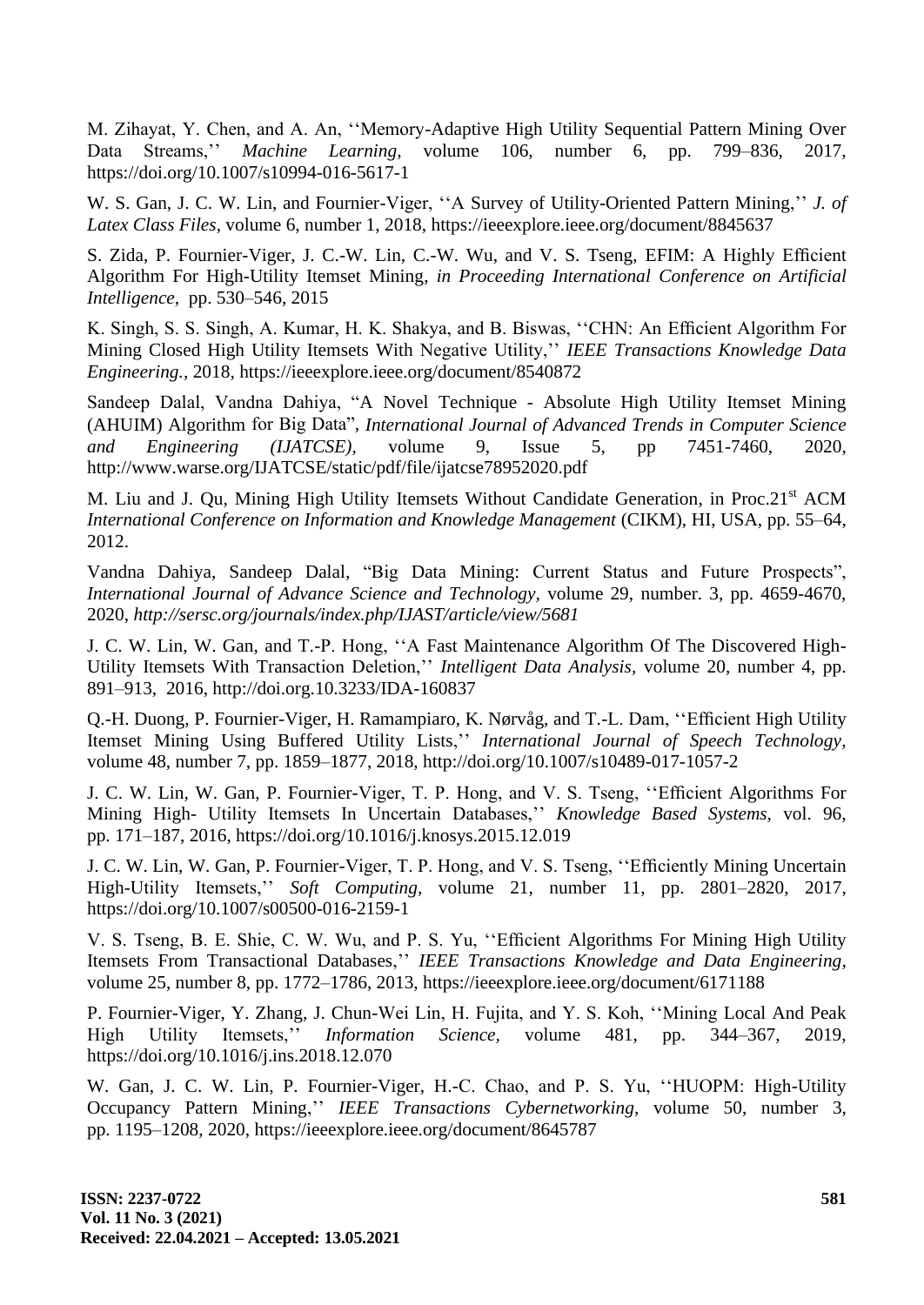M. Zihayat, Y. Chen, and A. An, ''Memory-Adaptive High Utility Sequential Pattern Mining Over Data Streams,'' *Machine Learning*, volume 106, number 6, pp. 799–836, 2017, https://doi.org/10.1007/s10994-016-5617-1

W. S. Gan, J. C. W. Lin, and Fournier-Viger, ''A Survey of Utility-Oriented Pattern Mining,'' *J. of Latex Class Files*, volume 6, number 1, 2018, https://ieeexplore.ieee.org/document/8845637

S. Zida, P. Fournier-Viger, J. C.-W. Lin, C.-W. Wu, and V. S. Tseng, EFIM: A Highly Efficient Algorithm For High-Utility Itemset Mining, *in Proceeding International Conference on Artificial Intelligence*, pp. 530–546, 2015

K. Singh, S. S. Singh, A. Kumar, H. K. Shakya, and B. Biswas, ''CHN: An Efficient Algorithm For Mining Closed High Utility Itemsets With Negative Utility,'' *IEEE Transactions Knowledge Data Engineering.*, 2018, https://ieeexplore.ieee.org/document/8540872

Sandeep Dalal, Vandna Dahiya, "A Novel Technique - Absolute High Utility Itemset Mining (AHUIM) Algorithm for Big Data", *International Journal of Advanced Trends in Computer Science and Engineering (IJATCSE)*, volume 9, Issue 5, pp 7451-7460, 2020, http://www.warse.org/IJATCSE/static/pdf/file/ijatcse78952020.pdf

M. Liu and J. Qu, Mining High Utility Itemsets Without Candidate Generation, in Proc.21st ACM *International Conference on Information and Knowledge Management* (CIKM), HI, USA, pp. 55–64, 2012.

Vandna Dahiya, Sandeep Dalal, "Big Data Mining: Current Status and Future Prospects", *International Journal of Advance Science and Technology*, volume 29, number. 3, pp. 4659-4670, 2020, *http://sersc.org/journals/index.php/IJAST/article/view/5681*

J. C. W. Lin, W. Gan, and T.-P. Hong, ''A Fast Maintenance Algorithm Of The Discovered High-Utility Itemsets With Transaction Deletion,'' *Intelligent Data Analysis*, volume 20, number 4, pp. 891–913, 2016, http://doi.org.10.3233/IDA-160837

Q.-H. Duong, P. Fournier-Viger, H. Ramampiaro, K. Nørvåg, and T.-L. Dam, ''Efficient High Utility Itemset Mining Using Buffered Utility Lists,'' *International Journal of Speech Technology*, volume 48, number 7, pp. 1859–1877, 2018, http://doi.org/10.1007/s10489-017-1057-2

J. C. W. Lin, W. Gan, P. Fournier-Viger, T. P. Hong, and V. S. Tseng, ''Efficient Algorithms For Mining High- Utility Itemsets In Uncertain Databases,'' *Knowledge Based Systems*, vol. 96, pp. 171–187, 2016, https://doi.org/10.1016/j.knosys.2015.12.019

J. C. W. Lin, W. Gan, P. Fournier-Viger, T. P. Hong, and V. S. Tseng, ''Efficiently Mining Uncertain High-Utility Itemsets,'' *Soft Computing*, volume 21, number 11, pp. 2801–2820, 2017, https://doi.org/10.1007/s00500-016-2159-1

V. S. Tseng, B. E. Shie, C. W. Wu, and P. S. Yu, ''Efficient Algorithms For Mining High Utility Itemsets From Transactional Databases,'' *IEEE Transactions Knowledge and Data Engineering*, volume 25, number 8, pp. 1772–1786, 2013, https://ieeexplore.ieee.org/document/6171188

P. Fournier-Viger, Y. Zhang, J. Chun-Wei Lin, H. Fujita, and Y. S. Koh, ''Mining Local And Peak High Utility Itemsets,'' *Information Science*, volume 481, pp. 344–367, 2019, https://doi.org/10.1016/j.ins.2018.12.070

W. Gan, J. C. W. Lin, P. Fournier-Viger, H.-C. Chao, and P. S. Yu, ''HUOPM: High-Utility Occupancy Pattern Mining,'' *IEEE Transactions Cybernetworking*, volume 50, number 3, pp. 1195–1208, 2020, https://ieeexplore.ieee.org/document/8645787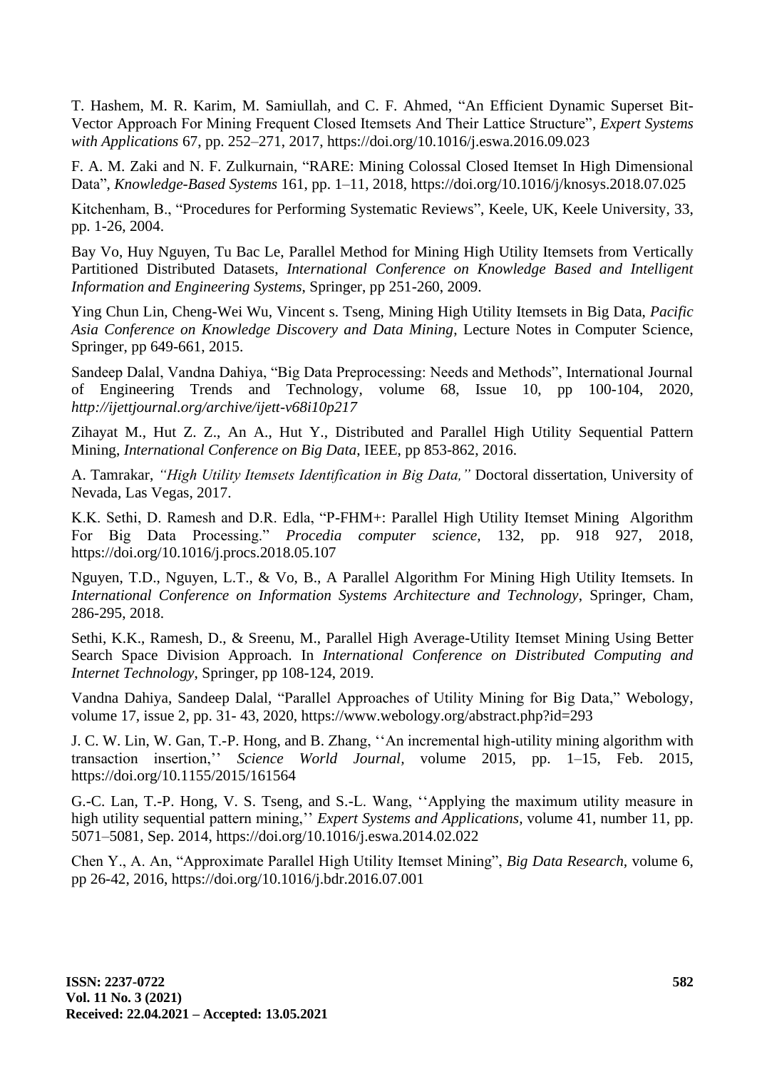T. Hashem, M. R. Karim, M. Samiullah, and C. F. Ahmed, "An Efficient Dynamic Superset Bit-Vector Approach For Mining Frequent Closed Itemsets And Their Lattice Structure", *Expert Systems with Applications* 67, pp. 252–271, 2017, https://doi.org/10.1016/j.eswa.2016.09.023

F. A. M. Zaki and N. F. Zulkurnain, "RARE: Mining Colossal Closed Itemset In High Dimensional Data", *Knowledge-Based Systems* 161, pp. 1–11, 2018, https://doi.org/10.1016/j/knosys.2018.07.025

Kitchenham, B., "Procedures for Performing Systematic Reviews", Keele, UK, Keele University, 33, pp. 1-26, 2004.

Bay Vo, Huy Nguyen, Tu Bac Le, Parallel Method for Mining High Utility Itemsets from Vertically Partitioned Distributed Datasets, *International Conference on Knowledge Based and Intelligent Information and Engineering Systems*, Springer, pp 251-260, 2009.

Ying Chun Lin, Cheng-Wei Wu, Vincent s. Tseng, Mining High Utility Itemsets in Big Data, *Pacific Asia Conference on Knowledge Discovery and Data Mining*, Lecture Notes in Computer Science, Springer, pp 649-661, 2015.

Sandeep Dalal, Vandna Dahiya, "Big Data Preprocessing: Needs and Methods", International Journal of Engineering Trends and Technology, volume 68, Issue 10, pp 100-104, 2020, *http://ijettjournal.org/archive/ijett-v68i10p217*

Zihayat M., Hut Z. Z., An A., Hut Y., Distributed and Parallel High Utility Sequential Pattern Mining, *International Conference on Big Data*, IEEE, pp 853-862, 2016.

A. Tamrakar, *"High Utility Itemsets Identification in Big Data,"* Doctoral dissertation, University of Nevada, Las Vegas, 2017.

K.K. Sethi, D. Ramesh and D.R. Edla, "P-FHM+: Parallel High Utility Itemset Mining Algorithm For Big Data Processing." *Procedia computer science,* 132, pp. 918 927, 2018, https://doi.org/10.1016/j.procs.2018.05.107

Nguyen, T.D., Nguyen, L.T., & Vo, B., A Parallel Algorithm For Mining High Utility Itemsets. In *International Conference on Information Systems Architecture and Technology*, Springer, Cham, 286-295, 2018.

Sethi, K.K., Ramesh, D., & Sreenu, M., Parallel High Average-Utility Itemset Mining Using Better Search Space Division Approach. In *International Conference on Distributed Computing and Internet Technology,* Springer, pp 108-124, 2019.

Vandna Dahiya, Sandeep Dalal, "Parallel Approaches of Utility Mining for Big Data," Webology, volume 17, issue 2, pp. 31- 43, 2020, https://www.webology.org/abstract.php?id=293

J. C. W. Lin, W. Gan, T.-P. Hong, and B. Zhang, ''An incremental high-utility mining algorithm with transaction insertion,'' *Science World Journal*, volume 2015, pp. 1–15, Feb. 2015, https://doi.org/10.1155/2015/161564

G.-C. Lan, T.-P. Hong, V. S. Tseng, and S.-L. Wang, ''Applying the maximum utility measure in high utility sequential pattern mining,'' *Expert Systems and Applications,* volume 41, number 11, pp. 5071–5081, Sep. 2014, https://doi.org/10.1016/j.eswa.2014.02.022

Chen Y., A. An, "Approximate Parallel High Utility Itemset Mining", *Big Data Research,* volume 6, pp 26-42, 2016, https://doi.org/10.1016/j.bdr.2016.07.001